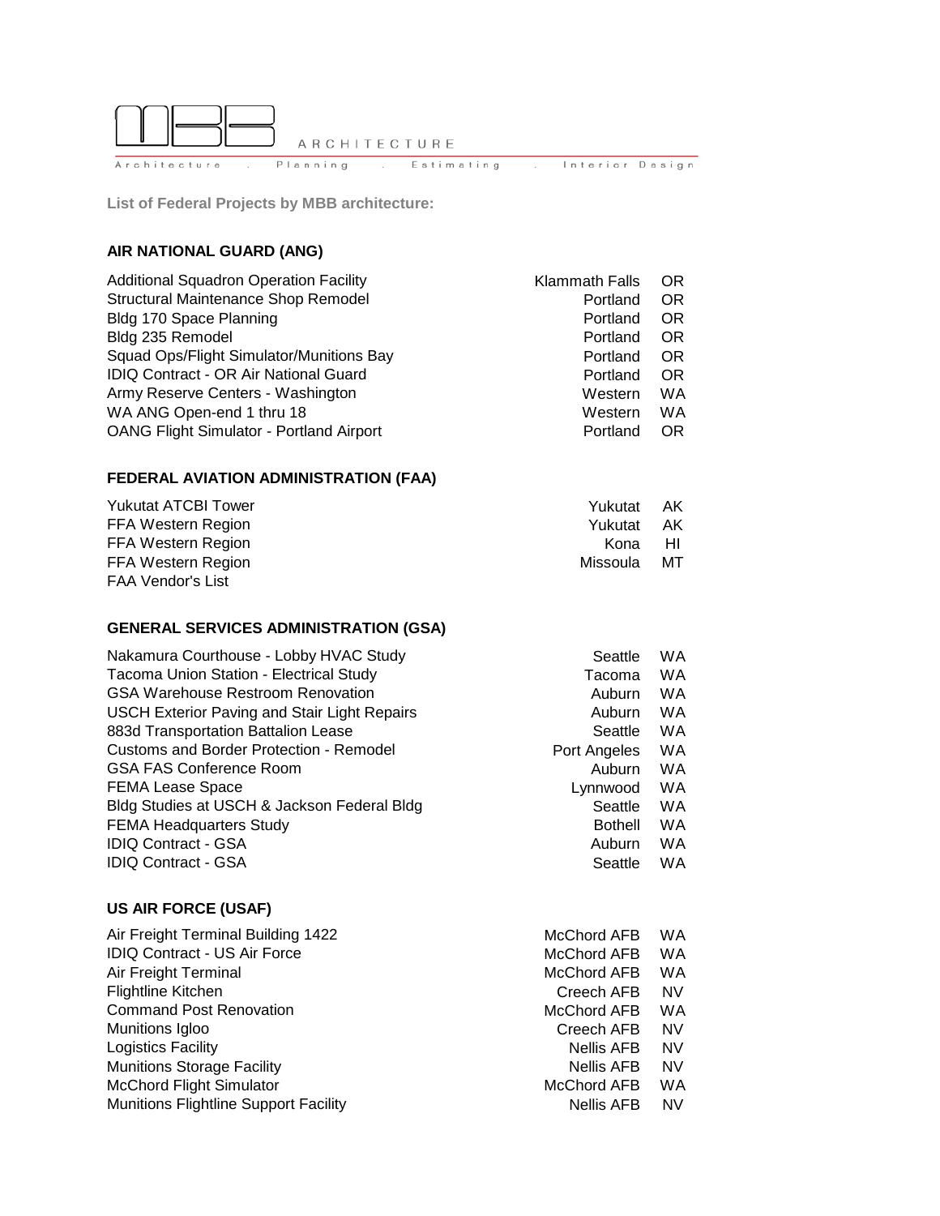MBB ARCHITECTURE

Architecture . Planning . Estimating . Interior Design

**List of Federal Projects by MBB architecture:**

## AIR NATIONAL GUARD (ANG)

| Project | City | State |
|---|---|---|
| Additional Squadron Operation Facility | Klammath Falls | OR |
| Structural Maintenance Shop Remodel | Portland | OR |
| Bldg 170 Space Planning | Portland | OR |
| Bldg 235 Remodel | Portland | OR |
| Squad Ops/Flight Simulator/Munitions Bay | Portland | OR |
| IDIQ Contract - OR Air National Guard | Portland | OR |
| Army Reserve Centers - Washington | Western | WA |
| WA ANG Open-end 1 thru 18 | Western | WA |
| OANG Flight Simulator - Portland Airport | Portland | OR |

## FEDERAL AVIATION ADMINISTRATION (FAA)

| Project | City | State |
|---|---|---|
| Yukutat ATCBI Tower | Yukutat | AK |
| FFA Western Region | Yukutat | AK |
| FFA Western Region | Kona | HI |
| FFA Western Region | Missoula | MT |
| FAA Vendor's List | | |

## GENERAL SERVICES ADMINISTRATION (GSA)

| Project | City | State |
|---|---|---|
| Nakamura Courthouse - Lobby HVAC Study | Seattle | WA |
| Tacoma Union Station - Electrical Study | Tacoma | WA |
| GSA Warehouse Restroom Renovation | Auburn | WA |
| USCH Exterior Paving and Stair Light Repairs | Auburn | WA |
| 883d Transportation Battalion Lease | Seattle | WA |
| Customs and Border Protection - Remodel | Port Angeles | WA |
| GSA FAS Conference Room | Auburn | WA |
| FEMA Lease Space | Lynnwood | WA |
| Bldg Studies at USCH & Jackson Federal Bldg | Seattle | WA |
| FEMA Headquarters Study | Bothell | WA |
| IDIQ Contract - GSA | Auburn | WA |
| IDIQ Contract - GSA | Seattle | WA |

## US AIR FORCE (USAF)

| Project | City | State |
|---|---|---|
| Air Freight Terminal Building 1422 | McChord AFB | WA |
| IDIQ Contract - US Air Force | McChord AFB | WA |
| Air Freight Terminal | McChord AFB | WA |
| Flightline Kitchen | Creech AFB | NV |
| Command Post Renovation | McChord AFB | WA |
| Munitions Igloo | Creech AFB | NV |
| Logistics Facility | Nellis AFB | NV |
| Munitions Storage Facility | Nellis AFB | NV |
| McChord Flight Simulator | McChord AFB | WA |
| Munitions Flightline Support Facility | Nellis AFB | NV |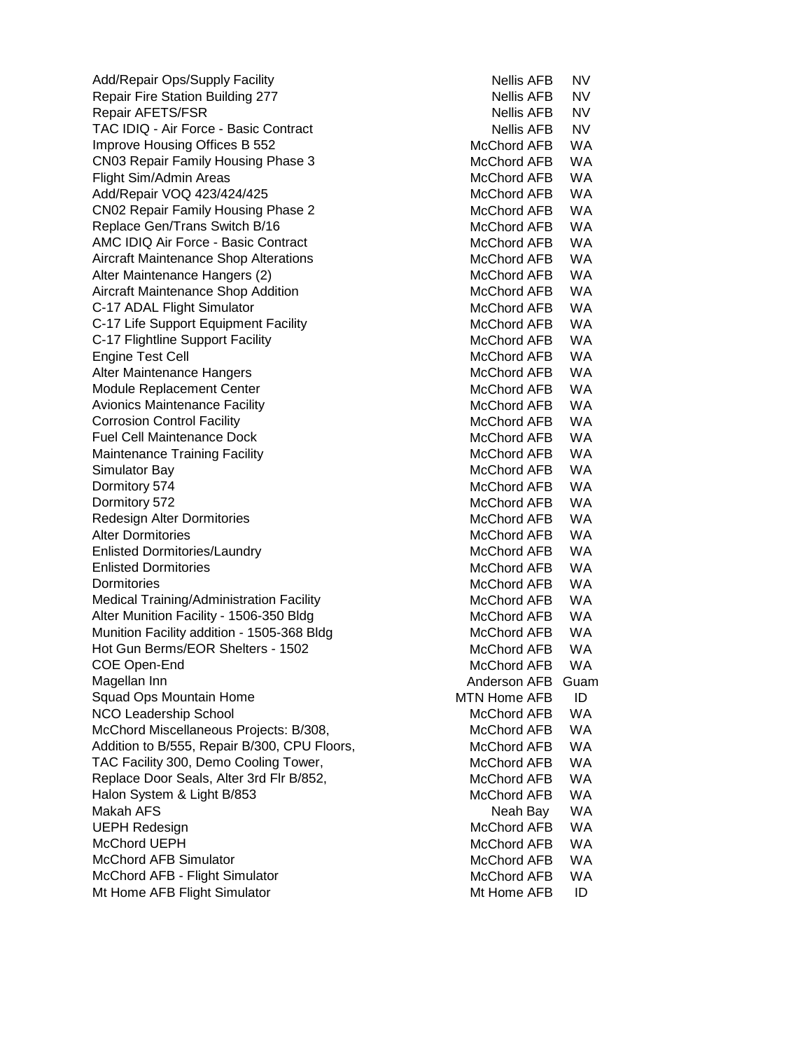| | | |
|---|---|---|
| Add/Repair Ops/Supply Facility | Nellis AFB | NV |
| Repair Fire Station Building 277 | Nellis AFB | NV |
| Repair AFETS/FSR | Nellis AFB | NV |
| TAC IDIQ - Air Force - Basic Contract | Nellis AFB | NV |
| Improve Housing Offices B 552 | McChord AFB | WA |
| CN03 Repair Family Housing Phase 3 | McChord AFB | WA |
| Flight Sim/Admin Areas | McChord AFB | WA |
| Add/Repair VOQ 423/424/425 | McChord AFB | WA |
| CN02 Repair Family Housing Phase 2 | McChord AFB | WA |
| Replace Gen/Trans Switch B/16 | McChord AFB | WA |
| AMC IDIQ Air Force - Basic Contract | McChord AFB | WA |
| Aircraft Maintenance Shop Alterations | McChord AFB | WA |
| Alter Maintenance Hangers (2) | McChord AFB | WA |
| Aircraft Maintenance Shop Addition | McChord AFB | WA |
| C-17 ADAL Flight Simulator | McChord AFB | WA |
| C-17 Life Support Equipment Facility | McChord AFB | WA |
| C-17 Flightline Support Facility | McChord AFB | WA |
| Engine Test Cell | McChord AFB | WA |
| Alter Maintenance Hangers | McChord AFB | WA |
| Module Replacement Center | McChord AFB | WA |
| Avionics Maintenance Facility | McChord AFB | WA |
| Corrosion Control Facility | McChord AFB | WA |
| Fuel Cell Maintenance Dock | McChord AFB | WA |
| Maintenance Training Facility | McChord AFB | WA |
| Simulator Bay | McChord AFB | WA |
| Dormitory 574 | McChord AFB | WA |
| Dormitory 572 | McChord AFB | WA |
| Redesign Alter Dormitories | McChord AFB | WA |
| Alter Dormitories | McChord AFB | WA |
| Enlisted Dormitories/Laundry | McChord AFB | WA |
| Enlisted Dormitories | McChord AFB | WA |
| Dormitories | McChord AFB | WA |
| Medical Training/Administration Facility | McChord AFB | WA |
| Alter Munition Facility - 1506-350 Bldg | McChord AFB | WA |
| Munition Facility addition - 1505-368 Bldg | McChord AFB | WA |
| Hot Gun Berms/EOR Shelters - 1502 | McChord AFB | WA |
| COE Open-End | McChord AFB | WA |
| Magellan Inn | Anderson AFB | Guam |
| Squad Ops Mountain Home | MTN Home AFB | ID |
| NCO Leadership School | McChord AFB | WA |
| McChord Miscellaneous Projects: B/308, | McChord AFB | WA |
| Addition to B/555, Repair B/300, CPU Floors, | McChord AFB | WA |
| TAC Facility 300, Demo Cooling Tower, | McChord AFB | WA |
| Replace Door Seals, Alter 3rd Flr B/852, | McChord AFB | WA |
| Halon System & Light B/853 | McChord AFB | WA |
| Makah AFS | Neah Bay | WA |
| UEPH Redesign | McChord AFB | WA |
| McChord UEPH | McChord AFB | WA |
| McChord AFB Simulator | McChord AFB | WA |
| McChord AFB - Flight Simulator | McChord AFB | WA |
| Mt Home AFB Flight Simulator | Mt Home AFB | ID |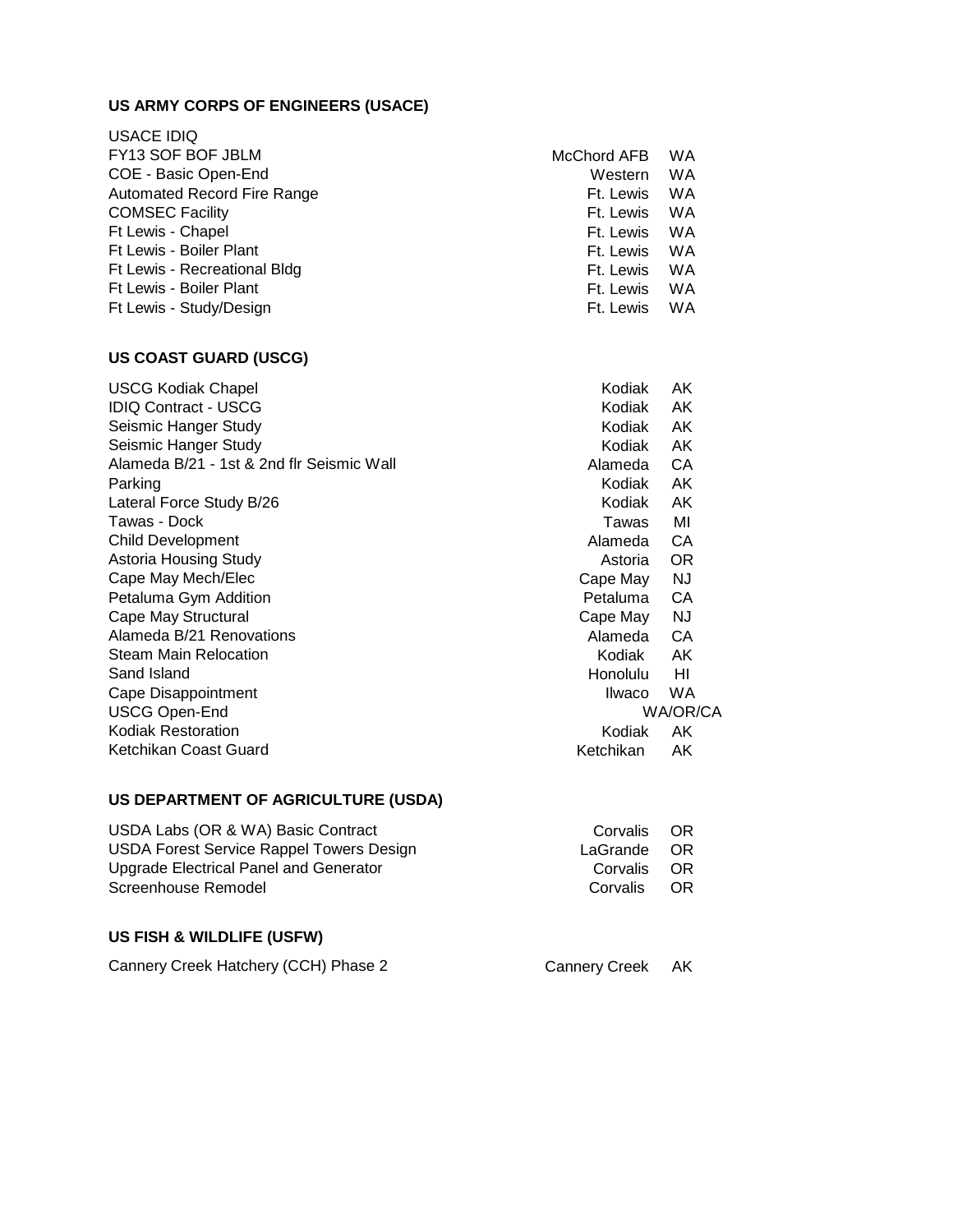## US ARMY CORPS OF ENGINEERS (USACE)

| Project | Location | State |
|---|---|---|
| USACE IDIQ | | |
| FY13 SOF BOF JBLM | McChord AFB | WA |
| COE - Basic Open-End | Western | WA |
| Automated Record Fire Range | Ft. Lewis | WA |
| COMSEC Facility | Ft. Lewis | WA |
| Ft Lewis - Chapel | Ft. Lewis | WA |
| Ft Lewis - Boiler Plant | Ft. Lewis | WA |
| Ft Lewis - Recreational Bldg | Ft. Lewis | WA |
| Ft Lewis - Boiler Plant | Ft. Lewis | WA |
| Ft Lewis - Study/Design | Ft. Lewis | WA |

## US COAST GUARD (USCG)

| Project | Location | State |
|---|---|---|
| USCG Kodiak Chapel | Kodiak | AK |
| IDIQ Contract - USCG | Kodiak | AK |
| Seismic Hanger Study | Kodiak | AK |
| Seismic Hanger Study | Kodiak | AK |
| Alameda B/21 - 1st & 2nd flr Seismic Wall | Alameda | CA |
| Parking | Kodiak | AK |
| Lateral Force Study B/26 | Kodiak | AK |
| Tawas - Dock | Tawas | MI |
| Child Development | Alameda | CA |
| Astoria Housing Study | Astoria | OR |
| Cape May Mech/Elec | Cape May | NJ |
| Petaluma Gym Addition | Petaluma | CA |
| Cape May Structural | Cape May | NJ |
| Alameda B/21 Renovations | Alameda | CA |
| Steam Main Relocation | Kodiak | AK |
| Sand Island | Honolulu | HI |
| Cape Disappointment | Ilwaco | WA |
| USCG Open-End | | WA/OR/CA |
| Kodiak Restoration | Kodiak | AK |
| Ketchikan Coast Guard | Ketchikan | AK |

## US DEPARTMENT OF AGRICULTURE (USDA)

| Project | Location | State |
|---|---|---|
| USDA Labs (OR & WA) Basic Contract | Corvalis | OR |
| USDA Forest Service Rappel Towers Design | LaGrande | OR |
| Upgrade Electrical Panel and Generator | Corvalis | OR |
| Screenhouse Remodel | Corvalis | OR |

## US FISH & WILDLIFE (USFW)

| Project | Location | State |
|---|---|---|
| Cannery Creek Hatchery (CCH) Phase 2 | Cannery Creek | AK |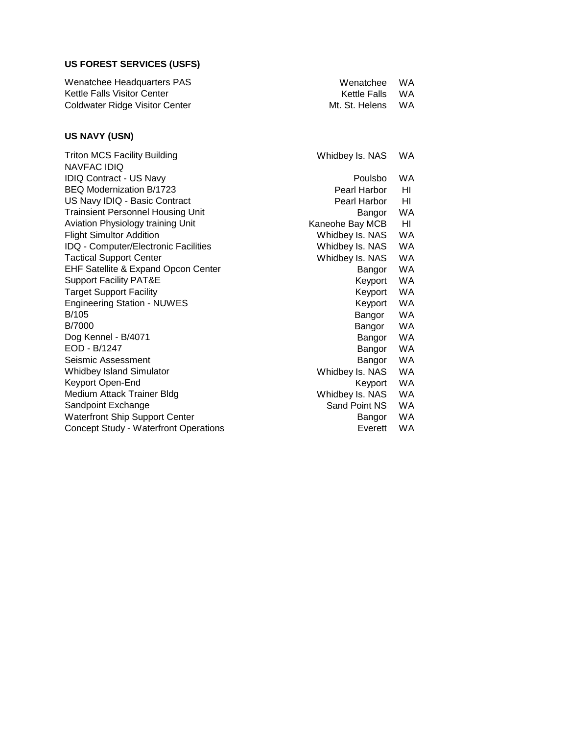**US FOREST SERVICES (USFS)**

| | | |
|---|---|---|
| Wenatchee Headquarters PAS | Wenatchee | WA |
| Kettle Falls Visitor Center | Kettle Falls | WA |
| Coldwater Ridge Visitor Center | Mt. St. Helens | WA |

**US NAVY (USN)**

| | | |
|---|---|---|
| Triton MCS Facility Building | Whidbey Is. NAS | WA |
| NAVFAC IDIQ | | |
| IDIQ Contract - US Navy | Poulsbo | WA |
| BEQ Modernization B/1723 | Pearl Harbor | HI |
| US Navy IDIQ - Basic Contract | Pearl Harbor | HI |
| Trainsient Personnel Housing Unit | Bangor | WA |
| Aviation Physiology training Unit | Kaneohe Bay MCB | HI |
| Flight Simultor Addition | Whidbey Is. NAS | WA |
| IDQ - Computer/Electronic Facilities | Whidbey Is. NAS | WA |
| Tactical Support Center | Whidbey Is. NAS | WA |
| EHF Satellite & Expand Opcon Center | Bangor | WA |
| Support Facility PAT&E | Keyport | WA |
| Target Support Facility | Keyport | WA |
| Engineering Station - NUWES | Keyport | WA |
| B/105 | Bangor | WA |
| B/7000 | Bangor | WA |
| Dog Kennel - B/4071 | Bangor | WA |
| EOD - B/1247 | Bangor | WA |
| Seismic Assessment | Bangor | WA |
| Whidbey Island Simulator | Whidbey Is. NAS | WA |
| Keyport Open-End | Keyport | WA |
| Medium Attack Trainer Bldg | Whidbey Is. NAS | WA |
| Sandpoint Exchange | Sand Point NS | WA |
| Waterfront Ship Support Center | Bangor | WA |
| Concept Study - Waterfront Operations | Everett | WA |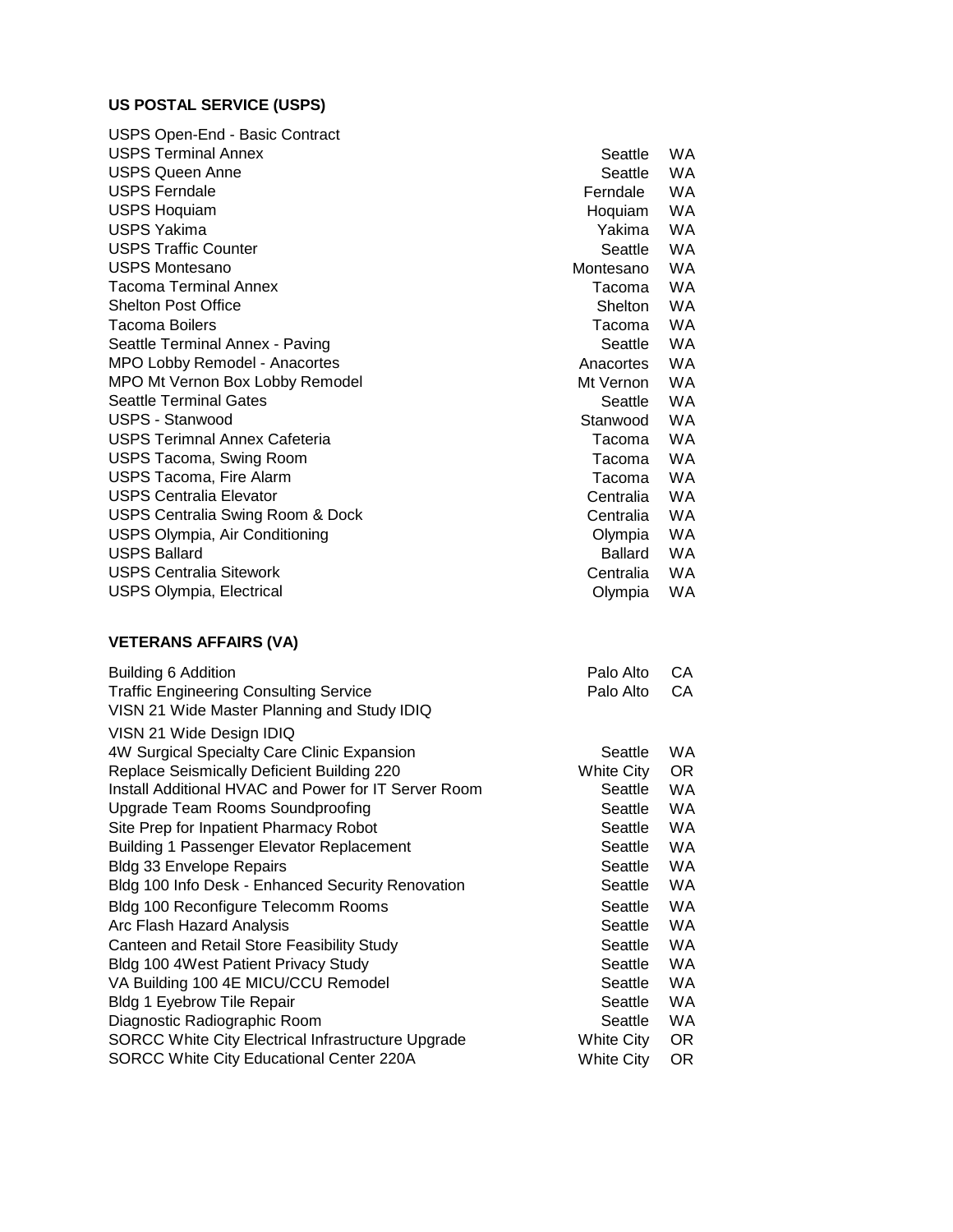**US POSTAL SERVICE (USPS)**

| Project | City | State |
|---|---|---|
| USPS Open-End - Basic Contract | | |
| USPS Terminal Annex | Seattle | WA |
| USPS Queen Anne | Seattle | WA |
| USPS Ferndale | Ferndale | WA |
| USPS Hoquiam | Hoquiam | WA |
| USPS Yakima | Yakima | WA |
| USPS Traffic Counter | Seattle | WA |
| USPS Montesano | Montesano | WA |
| Tacoma Terminal Annex | Tacoma | WA |
| Shelton Post Office | Shelton | WA |
| Tacoma Boilers | Tacoma | WA |
| Seattle Terminal Annex - Paving | Seattle | WA |
| MPO Lobby Remodel - Anacortes | Anacortes | WA |
| MPO Mt Vernon Box Lobby Remodel | Mt Vernon | WA |
| Seattle Terminal Gates | Seattle | WA |
| USPS - Stanwood | Stanwood | WA |
| USPS Terimnal Annex Cafeteria | Tacoma | WA |
| USPS Tacoma, Swing Room | Tacoma | WA |
| USPS Tacoma, Fire Alarm | Tacoma | WA |
| USPS Centralia Elevator | Centralia | WA |
| USPS Centralia Swing Room & Dock | Centralia | WA |
| USPS Olympia, Air Conditioning | Olympia | WA |
| USPS Ballard | Ballard | WA |
| USPS Centralia Sitework | Centralia | WA |
| USPS Olympia, Electrical | Olympia | WA |

**VETERANS AFFAIRS (VA)**

| Project | City | State |
|---|---|---|
| Building 6 Addition | Palo Alto | CA |
| Traffic Engineering Consulting Service | Palo Alto | CA |
| VISN 21 Wide Master Planning and Study IDIQ | | |
| VISN 21 Wide Design IDIQ | | |
| 4W Surgical Specialty Care Clinic Expansion | Seattle | WA |
| Replace Seismically Deficient Building 220 | White City | OR |
| Install Additional HVAC and Power for IT Server Room | Seattle | WA |
| Upgrade Team Rooms Soundproofing | Seattle | WA |
| Site Prep for Inpatient Pharmacy Robot | Seattle | WA |
| Building 1 Passenger Elevator Replacement | Seattle | WA |
| Bldg 33 Envelope Repairs | Seattle | WA |
| Bldg 100 Info Desk - Enhanced Security Renovation | Seattle | WA |
| Bldg 100 Reconfigure Telecomm Rooms | Seattle | WA |
| Arc Flash Hazard Analysis | Seattle | WA |
| Canteen and Retail Store Feasibility Study | Seattle | WA |
| Bldg 100 4West Patient Privacy Study | Seattle | WA |
| VA Building 100 4E MICU/CCU Remodel | Seattle | WA |
| Bldg 1 Eyebrow Tile Repair | Seattle | WA |
| Diagnostic Radiographic Room | Seattle | WA |
| SORCC White City Electrical Infrastructure Upgrade | White City | OR |
| SORCC White City Educational Center 220A | White City | OR |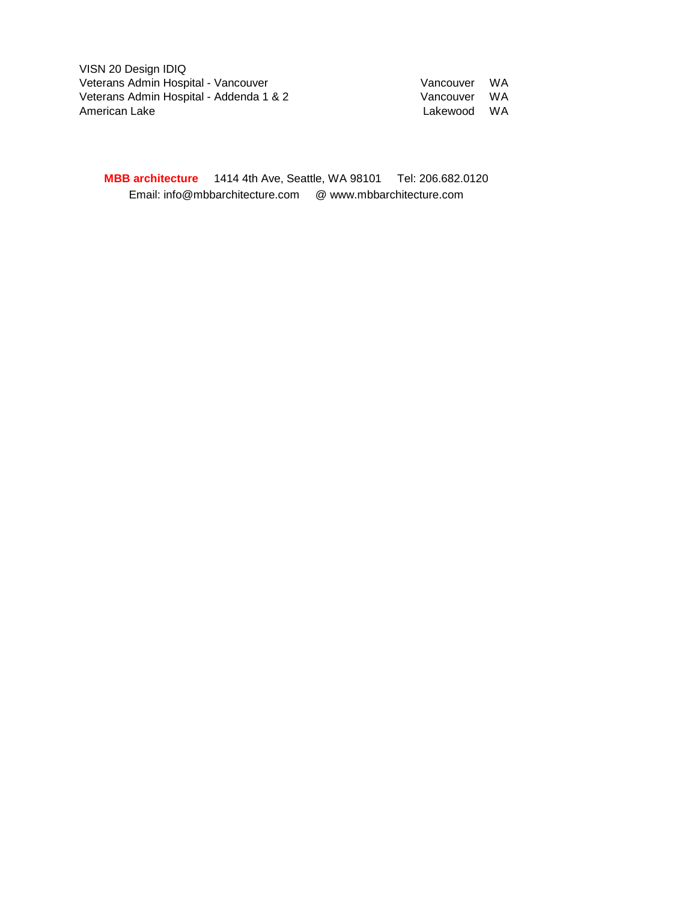| | | |
|---|---|---|
| VISN 20 Design IDIQ | | |
| Veterans Admin Hospital - Vancouver | Vancouver | WA |
| Veterans Admin Hospital - Addenda 1 & 2 | Vancouver | WA |
| American Lake | Lakewood | WA |

**MBB architecture** 1414 4th Ave, Seattle, WA 98101 Tel: 206.682.0120
Email: info@mbbarchitecture.com @ www.mbbarchitecture.com